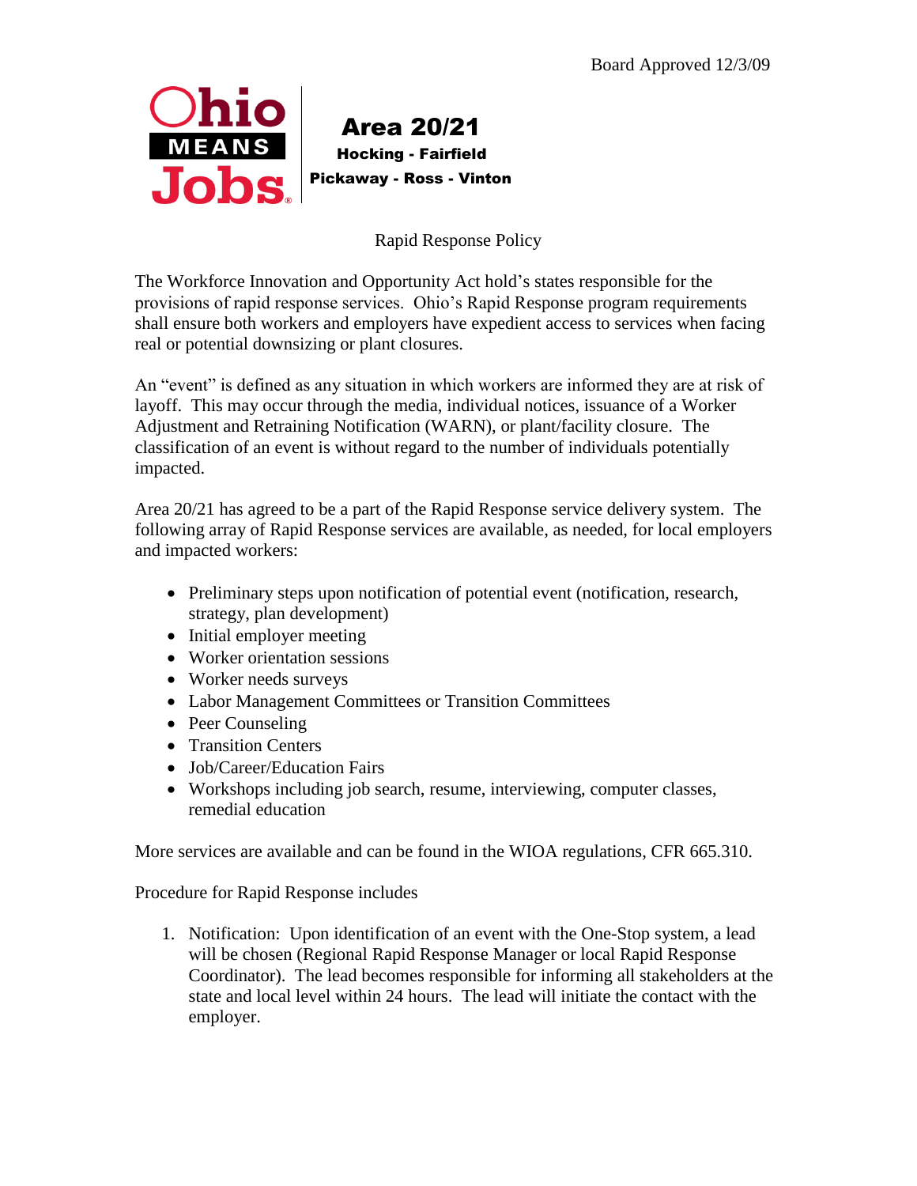Board Approved 12/3/09

Ohio MEANS Jobs

**Area 20/21**

**Hocking - Fairfield**

**Pickaway - Ross - Vinton**

Rapid Response Policy

The Workforce Innovation and Opportunity Act hold's states responsible for the provisions of rapid response services. Ohio's Rapid Response program requirements shall ensure both workers and employers have expedient access to services when facing real or potential downsizing or plant closures.

An "event" is defined as any situation in which workers are informed they are at risk of layoff. This may occur through the media, individual notices, issuance of a Worker Adjustment and Retraining Notification (WARN), or plant/facility closure. The classification of an event is without regard to the number of individuals potentially impacted.

Area 20/21 has agreed to be a part of the Rapid Response service delivery system. The following array of Rapid Response services are available, as needed, for local employers and impacted workers:

- Preliminary steps upon notification of potential event (notification, research, strategy, plan development)
- Initial employer meeting
- Worker orientation sessions
- Worker needs surveys
- Labor Management Committees or Transition Committees
- Peer Counseling
- Transition Centers
- Job/Career/Education Fairs
- Workshops including job search, resume, interviewing, computer classes, remedial education

More services are available and can be found in the WIOA regulations, CFR 665.310.

Procedure for Rapid Response includes

1. Notification: Upon identification of an event with the One-Stop system, a lead will be chosen (Regional Rapid Response Manager or local Rapid Response Coordinator). The lead becomes responsible for informing all stakeholders at the state and local level within 24 hours. The lead will initiate the contact with the employer.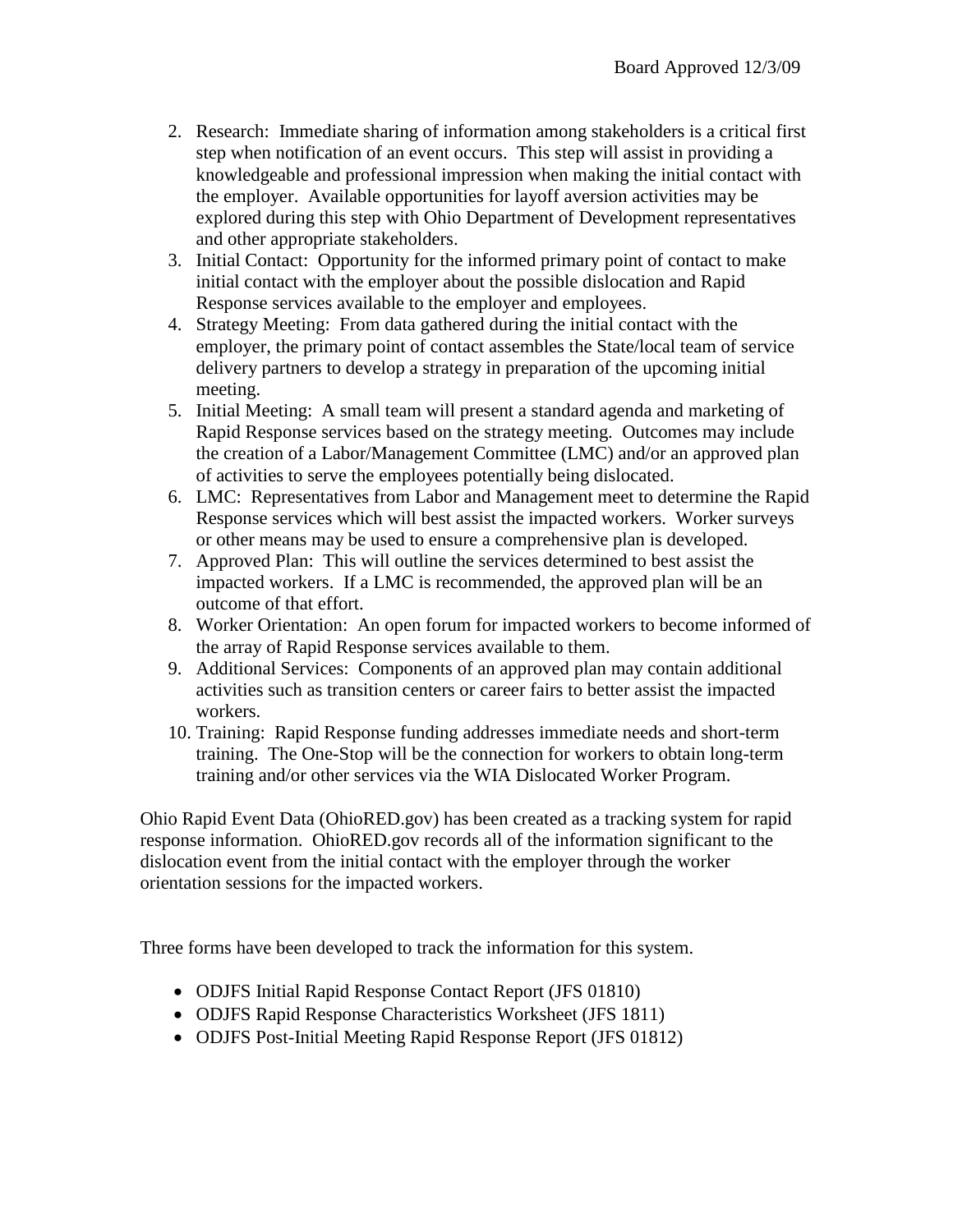2. Research: Immediate sharing of information among stakeholders is a critical first step when notification of an event occurs. This step will assist in providing a knowledgeable and professional impression when making the initial contact with the employer. Available opportunities for layoff aversion activities may be explored during this step with Ohio Department of Development representatives and other appropriate stakeholders.
3. Initial Contact: Opportunity for the informed primary point of contact to make initial contact with the employer about the possible dislocation and Rapid Response services available to the employer and employees.
4. Strategy Meeting: From data gathered during the initial contact with the employer, the primary point of contact assembles the State/local team of service delivery partners to develop a strategy in preparation of the upcoming initial meeting.
5. Initial Meeting: A small team will present a standard agenda and marketing of Rapid Response services based on the strategy meeting. Outcomes may include the creation of a Labor/Management Committee (LMC) and/or an approved plan of activities to serve the employees potentially being dislocated.
6. LMC: Representatives from Labor and Management meet to determine the Rapid Response services which will best assist the impacted workers. Worker surveys or other means may be used to ensure a comprehensive plan is developed.
7. Approved Plan: This will outline the services determined to best assist the impacted workers. If a LMC is recommended, the approved plan will be an outcome of that effort.
8. Worker Orientation: An open forum for impacted workers to become informed of the array of Rapid Response services available to them.
9. Additional Services: Components of an approved plan may contain additional activities such as transition centers or career fairs to better assist the impacted workers.
10. Training: Rapid Response funding addresses immediate needs and short-term training. The One-Stop will be the connection for workers to obtain long-term training and/or other services via the WIA Dislocated Worker Program.

Ohio Rapid Event Data (OhioRED.gov) has been created as a tracking system for rapid response information. OhioRED.gov records all of the information significant to the dislocation event from the initial contact with the employer through the worker orientation sessions for the impacted workers.

Three forms have been developed to track the information for this system.

- ODJFS Initial Rapid Response Contact Report (JFS 01810)
- ODJFS Rapid Response Characteristics Worksheet (JFS 1811)
- ODJFS Post-Initial Meeting Rapid Response Report (JFS 01812)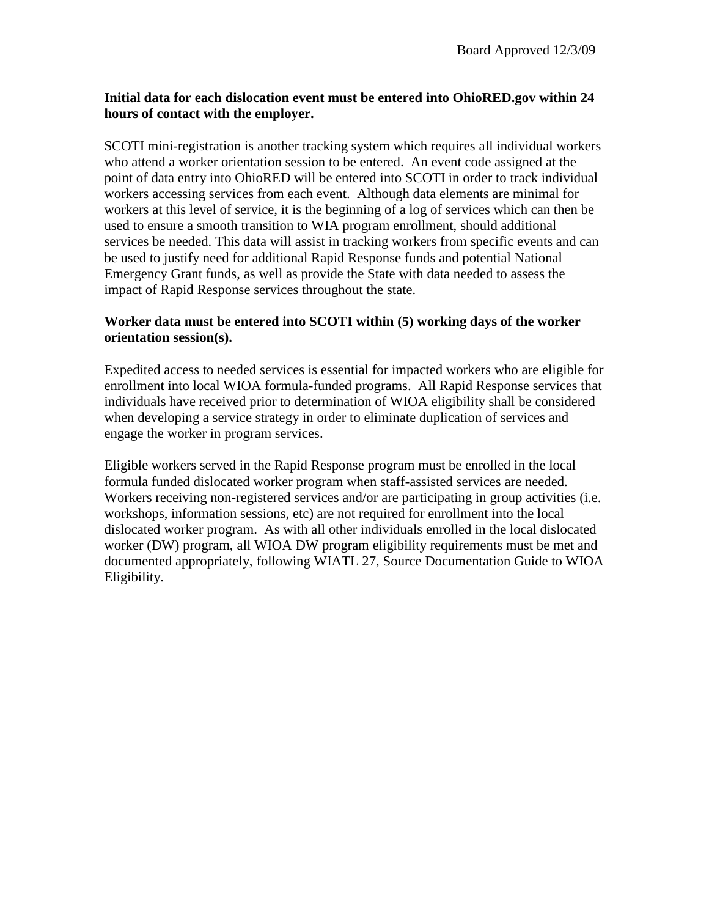Board Approved 12/3/09

**Initial data for each dislocation event must be entered into OhioRED.gov within 24 hours of contact with the employer.**

SCOTI mini-registration is another tracking system which requires all individual workers who attend a worker orientation session to be entered. An event code assigned at the point of data entry into OhioRED will be entered into SCOTI in order to track individual workers accessing services from each event. Although data elements are minimal for workers at this level of service, it is the beginning of a log of services which can then be used to ensure a smooth transition to WIA program enrollment, should additional services be needed. This data will assist in tracking workers from specific events and can be used to justify need for additional Rapid Response funds and potential National Emergency Grant funds, as well as provide the State with data needed to assess the impact of Rapid Response services throughout the state.

**Worker data must be entered into SCOTI within (5) working days of the worker orientation session(s).**

Expedited access to needed services is essential for impacted workers who are eligible for enrollment into local WIOA formula-funded programs. All Rapid Response services that individuals have received prior to determination of WIOA eligibility shall be considered when developing a service strategy in order to eliminate duplication of services and engage the worker in program services.

Eligible workers served in the Rapid Response program must be enrolled in the local formula funded dislocated worker program when staff-assisted services are needed. Workers receiving non-registered services and/or are participating in group activities (i.e. workshops, information sessions, etc) are not required for enrollment into the local dislocated worker program. As with all other individuals enrolled in the local dislocated worker (DW) program, all WIOA DW program eligibility requirements must be met and documented appropriately, following WIATL 27, Source Documentation Guide to WIOA Eligibility.